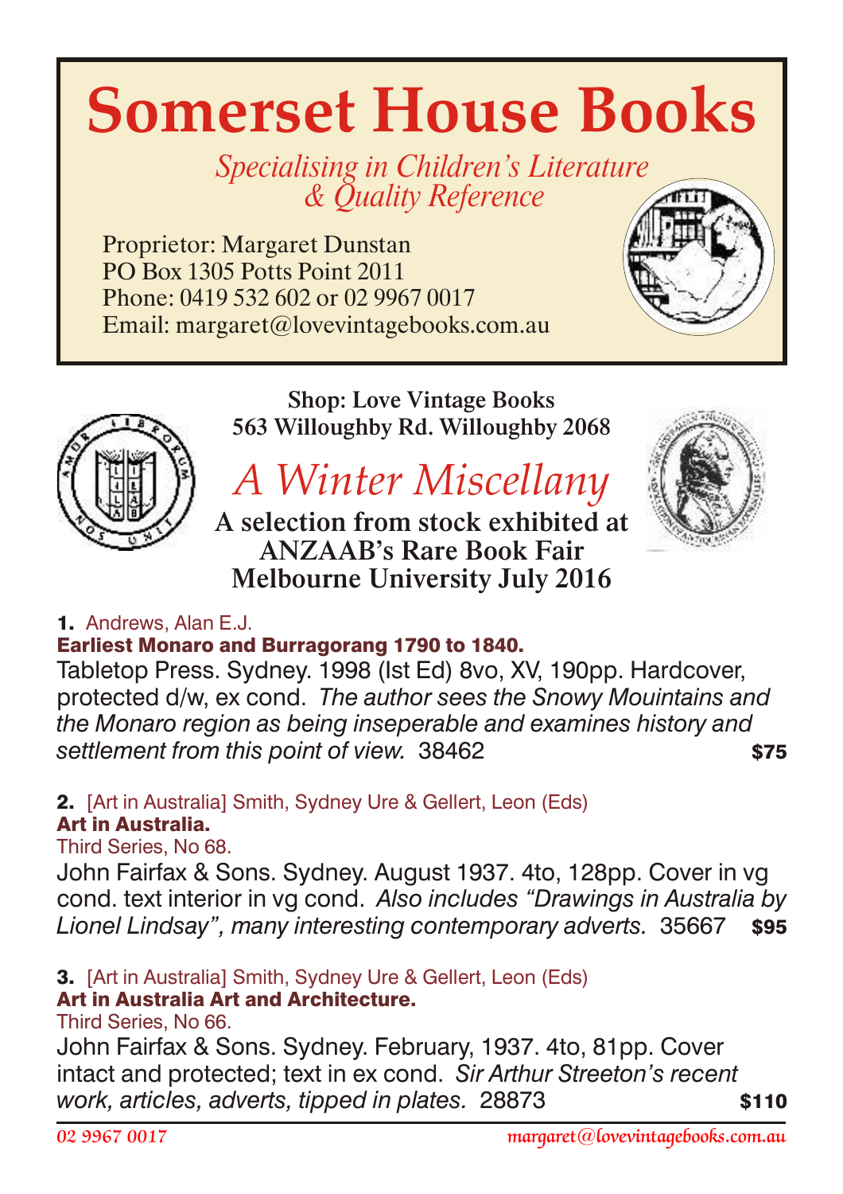# Somerset House Books

*Specialising in Children's Literature & Quality Reference*

Proprietor: Margaret Dunstan
PO Box 1305 Potts Point 2011
Phone: 0419 532 602 or 02 9967 0017
Email: margaret@lovevintagebooks.com.au

**Shop: Love Vintage Books**
**563 Willoughby Rd. Willoughby 2068**

## *A Winter Miscellany*

**A selection from stock exhibited at ANZAAB's Rare Book Fair Melbourne University July 2016**

**1.** Andrews, Alan E.J.
**Earliest Monaro and Burragorang 1790 to 1840.**
Tabletop Press. Sydney. 1998 (Ist Ed) 8vo, XV, 190pp. Hardcover, protected d/w, ex cond. *The author sees the Snowy Mouintains and the Monaro region as being inseperable and examines history and settlement from this point of view.* 38462 **$75**

**2.** [Art in Australia] Smith, Sydney Ure & Gellert, Leon (Eds)
**Art in Australia.**
Third Series, No 68.
John Fairfax & Sons. Sydney. August 1937. 4to, 128pp. Cover in vg cond. text interior in vg cond. *Also includes "Drawings in Australia by Lionel Lindsay", many interesting contemporary adverts.* 35667 **$95**

**3.** [Art in Australia] Smith, Sydney Ure & Gellert, Leon (Eds)
**Art in Australia Art and Architecture.**
Third Series, No 66.
John Fairfax & Sons. Sydney. February, 1937. 4to, 81pp. Cover intact and protected; text in ex cond. *Sir Arthur Streeton's recent work, articles, adverts, tipped in plates.* 28873 **$110**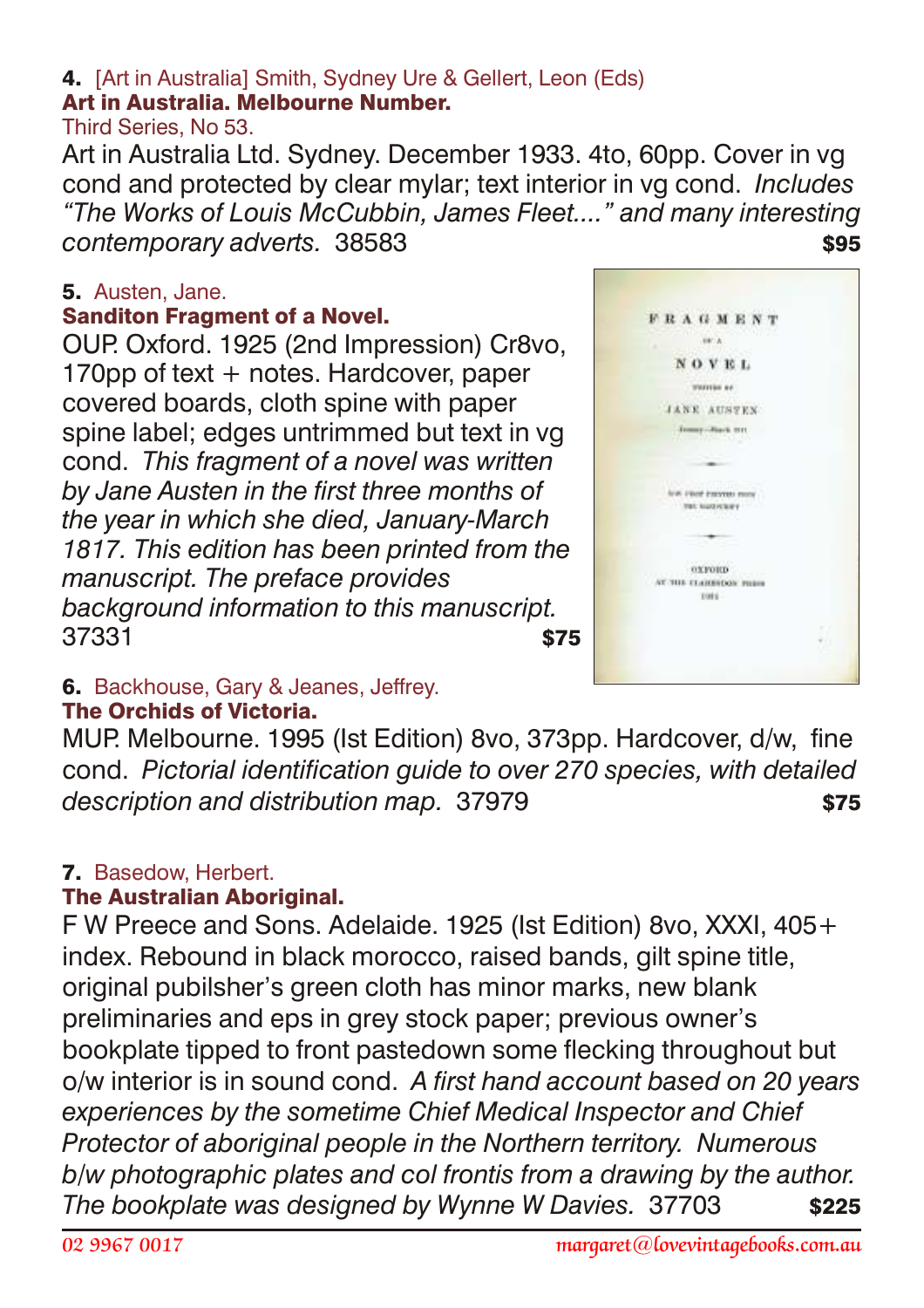**4.** [Art in Australia] Smith, Sydney Ure & Gellert, Leon (Eds)
**Art in Australia. Melbourne Number.**
Third Series, No 53.
Art in Australia Ltd. Sydney. December 1933. 4to, 60pp. Cover in vg cond and protected by clear mylar; text interior in vg cond. *Includes "The Works of Louis McCubbin, James Fleet...." and many interesting contemporary adverts.* 38583 **$95**

**5.** Austen, Jane.
**Sanditon Fragment of a Novel.**
OUP. Oxford. 1925 (2nd Impression) Cr8vo, 170pp of text + notes. Hardcover, paper covered boards, cloth spine with paper spine label; edges untrimmed but text in vg cond. *This fragment of a novel was written by Jane Austen in the first three months of the year in which she died, January-March 1817. This edition has been printed from the manuscript. The preface provides background information to this manuscript.* 37331 **$75**

**6.** Backhouse, Gary & Jeanes, Jeffrey.
**The Orchids of Victoria.**
MUP. Melbourne. 1995 (Ist Edition) 8vo, 373pp. Hardcover, d/w, fine cond. *Pictorial identification guide to over 270 species, with detailed description and distribution map.* 37979 **$75**

**7.** Basedow, Herbert.
**The Australian Aboriginal.**
F W Preece and Sons. Adelaide. 1925 (Ist Edition) 8vo, XXXI, 405+ index. Rebound in black morocco, raised bands, gilt spine title, original pubilsher's green cloth has minor marks, new blank preliminaries and eps in grey stock paper; previous owner's bookplate tipped to front pastedown some flecking throughout but o/w interior is in sound cond. *A first hand account based on 20 years experiences by the sometime Chief Medical Inspector and Chief Protector of aboriginal people in the Northern territory. Numerous b/w photographic plates and col frontis from a drawing by the author. The bookplate was designed by Wynne W Davies.* 37703 **$225**

02 9967 0017 margaret@lovevintagebooks.com.au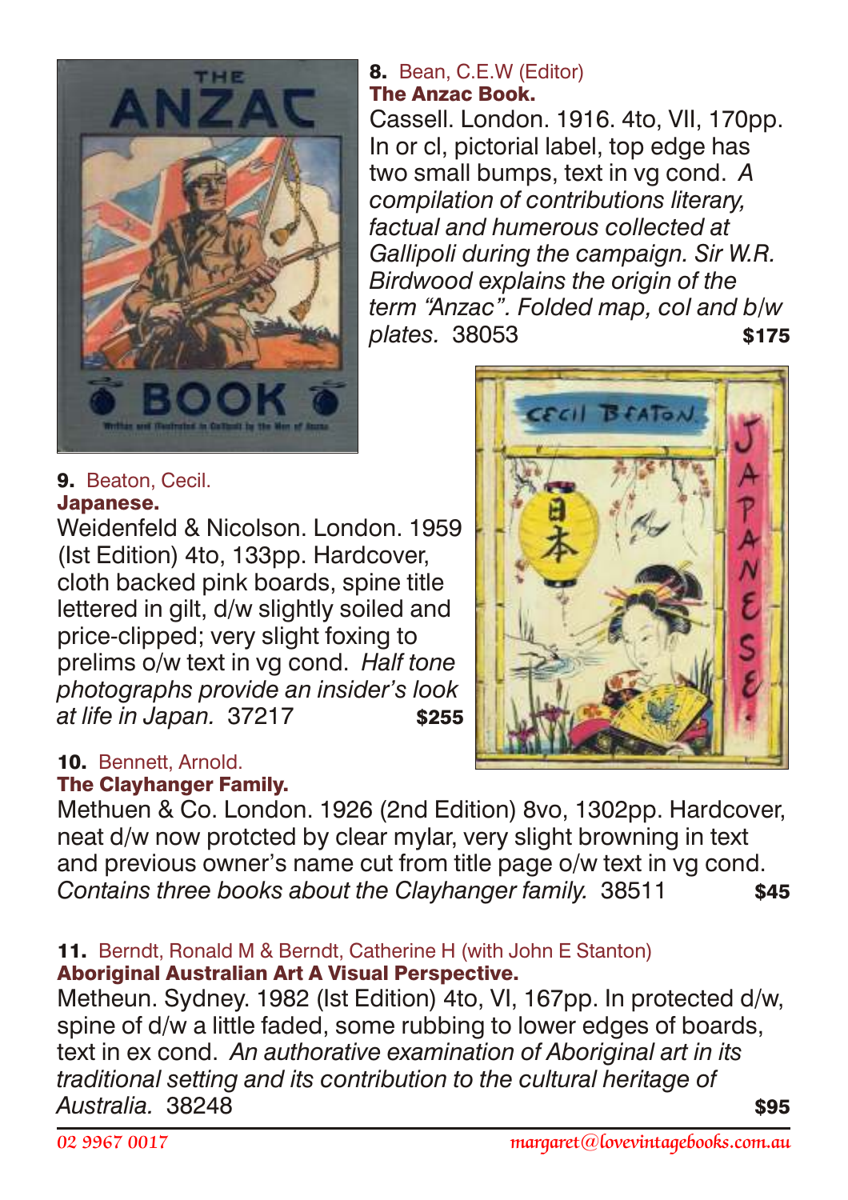**8.** Bean, C.E.W (Editor)
**The Anzac Book.**
Cassell. London. 1916. 4to, VII, 170pp. In or cl, pictorial label, top edge has two small bumps, text in vg cond. *A compilation of contributions literary, factual and humerous collected at Gallipoli during the campaign. Sir W.R. Birdwood explains the origin of the term "Anzac". Folded map, col and b/w plates.* 38053 **$175**

**9.** Beaton, Cecil.
**Japanese.**
Weidenfeld & Nicolson. London. 1959 (Ist Edition) 4to, 133pp. Hardcover, cloth backed pink boards, spine title lettered in gilt, d/w slightly soiled and price-clipped; very slight foxing to prelims o/w text in vg cond. *Half tone photographs provide an insider's look at life in Japan.* 37217 **$255**

**10.** Bennett, Arnold.
**The Clayhanger Family.**
Methuen & Co. London. 1926 (2nd Edition) 8vo, 1302pp. Hardcover, neat d/w now protcted by clear mylar, very slight browning in text and previous owner's name cut from title page o/w text in vg cond. *Contains three books about the Clayhanger family.* 38511 **$45**

**11.** Berndt, Ronald M & Berndt, Catherine H (with John E Stanton)
**Aboriginal Australian Art A Visual Perspective.**
Metheun. Sydney. 1982 (Ist Edition) 4to, VI, 167pp. In protected d/w, spine of d/w a little faded, some rubbing to lower edges of boards, text in ex cond. *An authorative examination of Aboriginal art in its traditional setting and its contribution to the cultural heritage of Australia.* 38248 **$95**

02 9967 0017 margaret@lovevintagebooks.com.au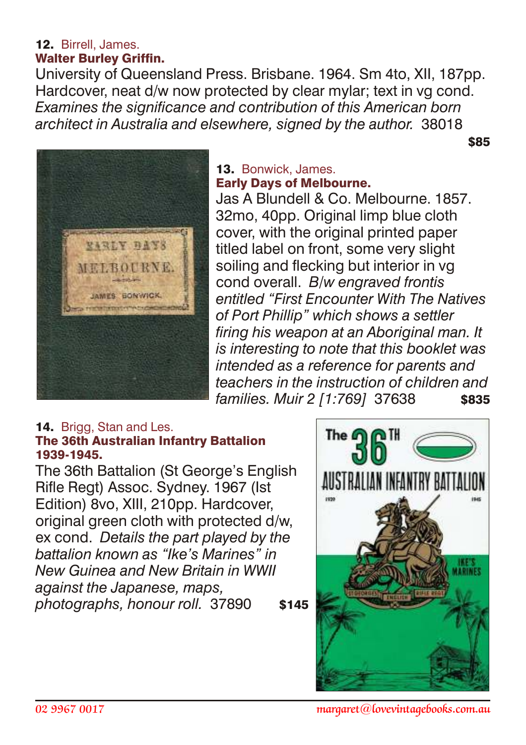**12.** Birrell, James.
**Walter Burley Griffin.**
University of Queensland Press. Brisbane. 1964. Sm 4to, XII, 187pp. Hardcover, neat d/w now protected by clear mylar; text in vg cond. *Examines the significance and contribution of this American born architect in Australia and elsewhere, signed by the author.* 38018

**$85**

**13.** Bonwick, James.
**Early Days of Melbourne.**
Jas A Blundell & Co. Melbourne. 1857. 32mo, 40pp. Original limp blue cloth cover, with the original printed paper titled label on front, some very slight soiling and flecking but interior in vg cond overall. *B/w engraved frontis entitled "First Encounter With The Natives of Port Phillip" which shows a settler firing his weapon at an Aboriginal man. It is interesting to note that this booklet was intended as a reference for parents and teachers in the instruction of children and families. Muir 2 [1:769]* 37638 **$835**

**14.** Brigg, Stan and Les.
**The 36th Australian Infantry Battalion 1939-1945.**
The 36th Battalion (St George's English Rifle Regt) Assoc. Sydney. 1967 (Ist Edition) 8vo, XIII, 210pp. Hardcover, original green cloth with protected d/w, ex cond. *Details the part played by the battalion known as "Ike's Marines" in New Guinea and New Britain in WWII against the Japanese, maps, photographs, honour roll.* 37890 **$145**

02 9967 0017 margaret@lovevintagebooks.com.au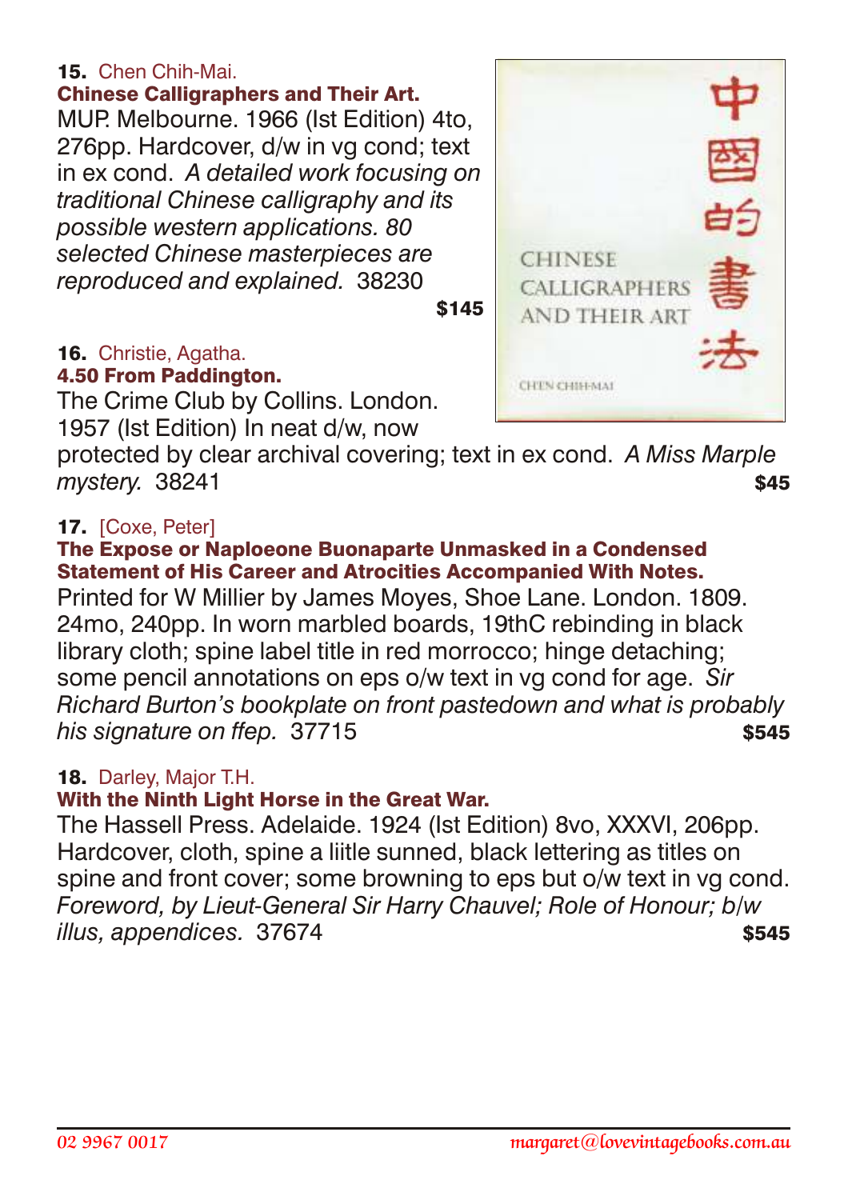**15.** Chen Chih-Mai.
**Chinese Calligraphers and Their Art.**
MUP. Melbourne. 1966 (Ist Edition) 4to, 276pp. Hardcover, d/w in vg cond; text in ex cond. *A detailed work focusing on traditional Chinese calligraphy and its possible western applications. 80 selected Chinese masterpieces are reproduced and explained.* 38230 **$145**

**16.** Christie, Agatha.
**4.50 From Paddington.**
The Crime Club by Collins. London. 1957 (Ist Edition) In neat d/w, now protected by clear archival covering; text in ex cond. *A Miss Marple mystery.* 38241 **$45**

**17.** [Coxe, Peter]
**The Expose or Naploeone Buonaparte Unmasked in a Condensed Statement of His Career and Atrocities Accompanied With Notes.**
Printed for W Millier by James Moyes, Shoe Lane. London. 1809. 24mo, 240pp. In worn marbled boards, 19thC rebinding in black library cloth; spine label title in red morocco; hinge detaching; some pencil annotations on eps o/w text in vg cond for age. *Sir Richard Burton's bookplate on front pastedown and what is probably his signature on ffep.* 37715 **$545**

**18.** Darley, Major T.H.
**With the Ninth Light Horse in the Great War.**
The Hassell Press. Adelaide. 1924 (Ist Edition) 8vo, XXXVI, 206pp. Hardcover, cloth, spine a liitle sunned, black lettering as titles on spine and front cover; some browning to eps but o/w text in vg cond. *Foreword, by Lieut-General Sir Harry Chauvel; Role of Honour; b/w illus, appendices.* 37674 **$545**

02 9967 0017 margaret@lovevintagebooks.com.au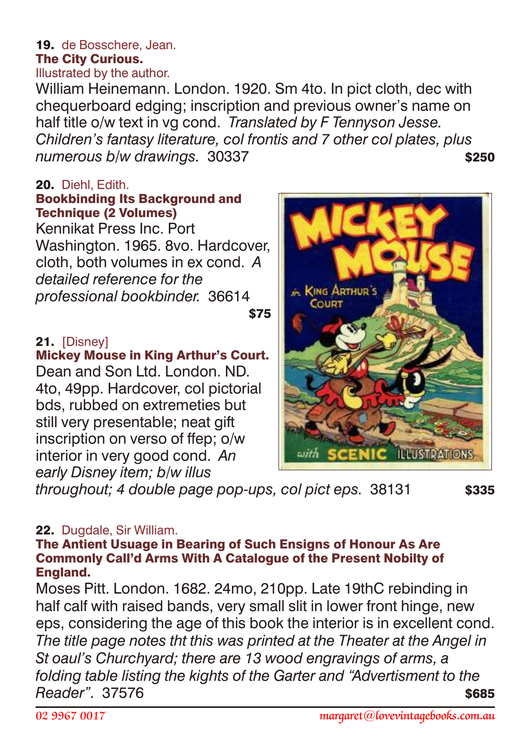**19.** de Bosschere, Jean.
**The City Curious.**
Illustrated by the author.
William Heinemann. London. 1920. Sm 4to. In pict cloth, dec with chequerboard edging; inscription and previous owner's name on half title o/w text in vg cond. *Translated by F Tennyson Jesse. Children's fantasy literature, col frontis and 7 other col plates, plus numerous b/w drawings.* 30337 **$250**

**20.** Diehl, Edith.
**Bookbinding Its Background and Technique (2 Volumes)**
Kennikat Press Inc. Port Washington. 1965. 8vo. Hardcover, cloth, both volumes in ex cond. *A detailed reference for the professional bookbinder.* 36614 **$75**

**21.** [Disney]
**Mickey Mouse in King Arthur's Court.**
Dean and Son Ltd. London. ND. 4to, 49pp. Hardcover, col pictorial bds, rubbed on extremeties but still very presentable; neat gift inscription on verso of ffep; o/w interior in very good cond. *An early Disney item; b/w illus throughout; 4 double page pop-ups, col pict eps.* 38131 **$335**

**22.** Dugdale, Sir William.
**The Antient Usuage in Bearing of Such Ensigns of Honour As Are Commonly Call'd Arms With A Catalogue of the Present Nobilty of England.**
Moses Pitt. London. 1682. 24mo, 210pp. Late 19thC rebinding in half calf with raised bands, very small slit in lower front hinge, new eps, considering the age of this book the interior is in excellent cond. *The title page notes tht this was printed at the Theater at the Angel in St oaul's Churchyard; there are 13 wood engravings of arms, a folding table listing the kights of the Garter and "Advertisment to the Reader".* 37576 **$685**

02 9967 0017 margaret@lovevintagebooks.com.au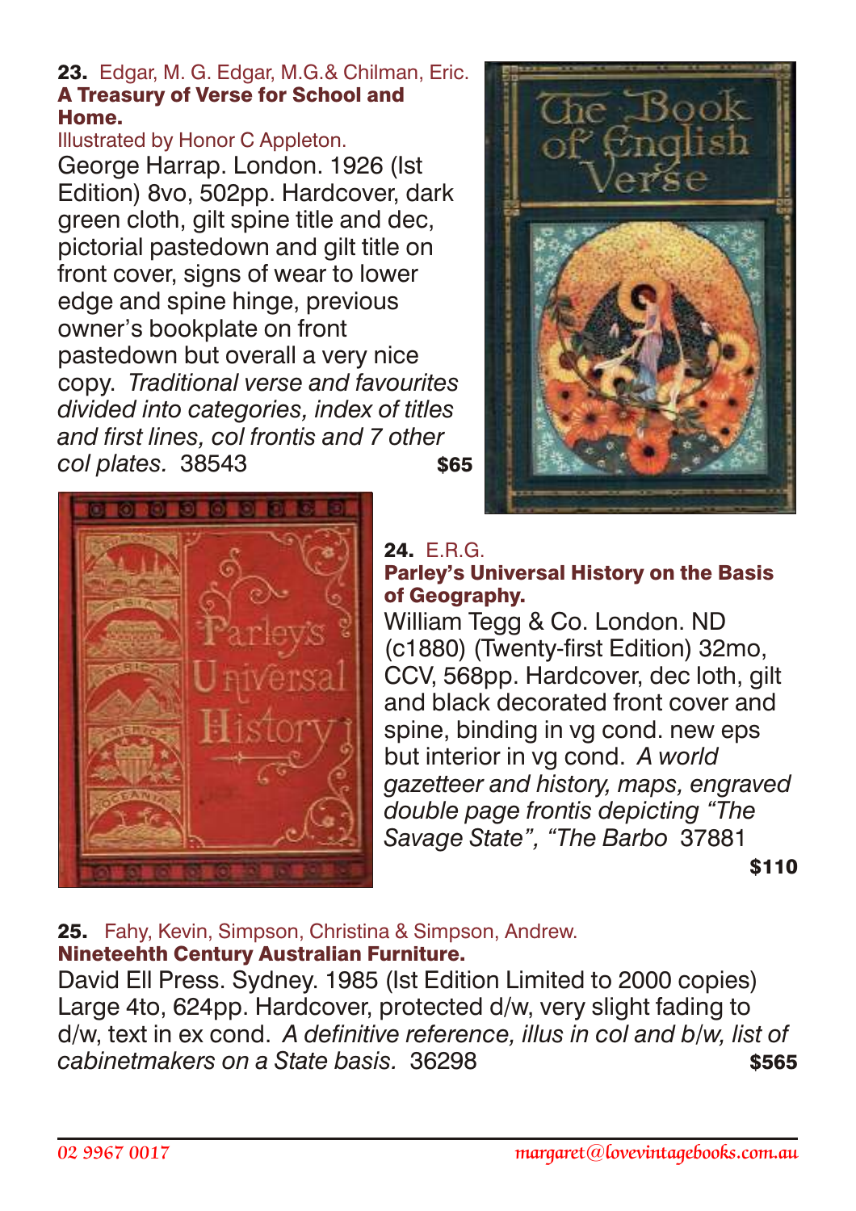**23.** Edgar, M. G. Edgar, M.G.& Chilman, Eric.
**A Treasury of Verse for School and Home.**
Illustrated by Honor C Appleton.
George Harrap. London. 1926 (Ist Edition) 8vo, 502pp. Hardcover, dark green cloth, gilt spine title and dec, pictorial pastedown and gilt title on front cover, signs of wear to lower edge and spine hinge, previous owner's bookplate on front pastedown but overall a very nice copy. *Traditional verse and favourites divided into categories, index of titles and first lines, col frontis and 7 other col plates.* 38543 **$65**

**24.** E.R.G.
**Parley's Universal History on the Basis of Geography.**
William Tegg & Co. London. ND (c1880) (Twenty-first Edition) 32mo, CCV, 568pp. Hardcover, dec loth, gilt and black decorated front cover and spine, binding in vg cond. new eps but interior in vg cond. *A world gazetteer and history, maps, engraved double page frontis depicting "The Savage State", "The Barbo* 37881 **$110**

**25.** Fahy, Kevin, Simpson, Christina & Simpson, Andrew.
**Nineteehth Century Australian Furniture.**
David Ell Press. Sydney. 1985 (Ist Edition Limited to 2000 copies) Large 4to, 624pp. Hardcover, protected d/w, very slight fading to d/w, text in ex cond. *A definitive reference, illus in col and b/w, list of cabinetmakers on a State basis.* 36298 **$565**

02 9967 0017 margaret@lovevintagebooks.com.au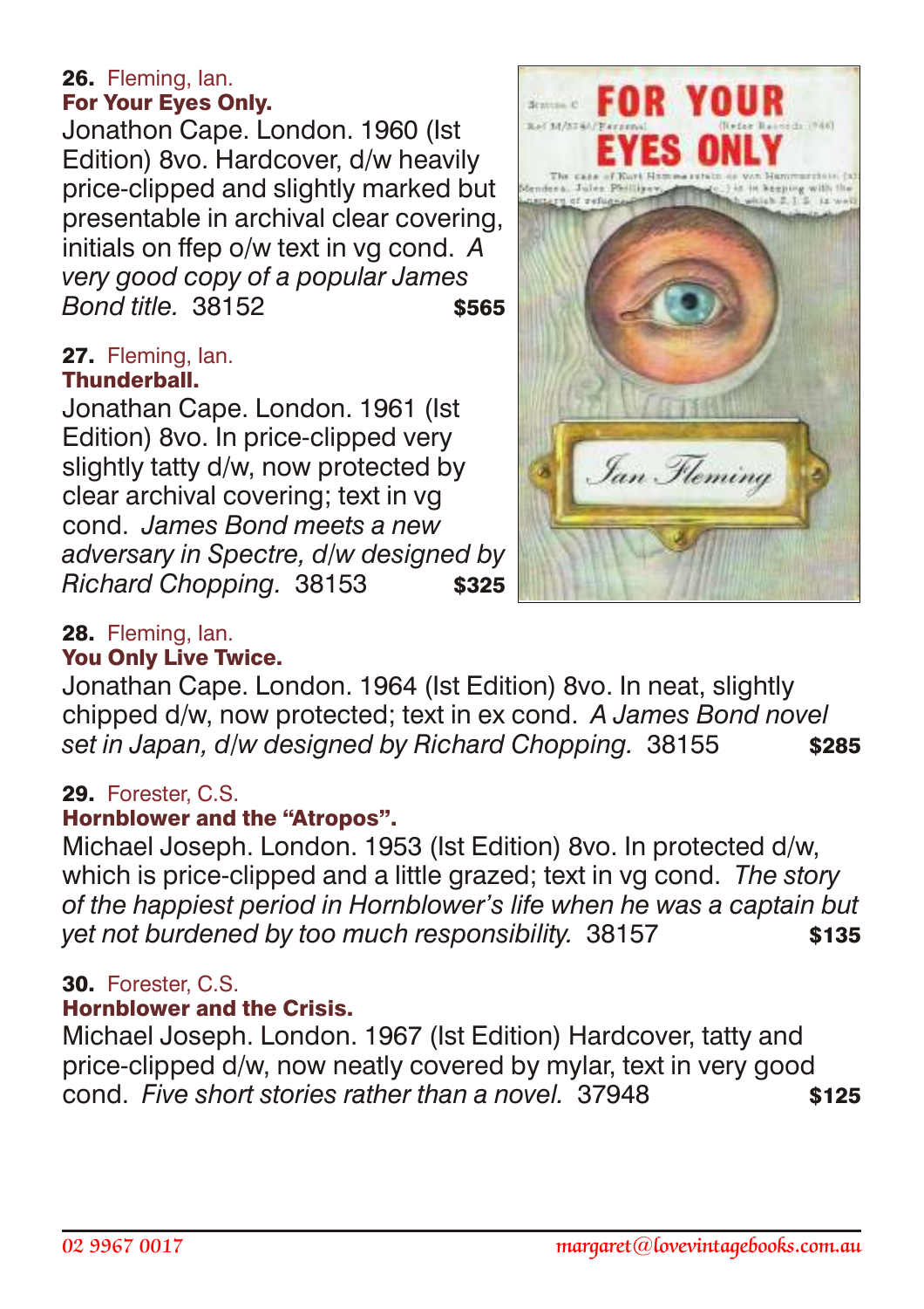**26.** Fleming, Ian.
**For Your Eyes Only.**
Jonathon Cape. London. 1960 (Ist Edition) 8vo. Hardcover, d/w heavily price-clipped and slightly marked but presentable in archival clear covering, initials on ffep o/w text in vg cond. *A very good copy of a popular James Bond title.* 38152 **$565**

**27.** Fleming, Ian.
**Thunderball.**
Jonathan Cape. London. 1961 (Ist Edition) 8vo. In price-clipped very slightly tatty d/w, now protected by clear archival covering; text in vg cond. *James Bond meets a new adversary in Spectre, d/w designed by Richard Chopping.* 38153 **$325**

**28.** Fleming, Ian.
**You Only Live Twice.**
Jonathan Cape. London. 1964 (Ist Edition) 8vo. In neat, slightly chipped d/w, now protected; text in ex cond. *A James Bond novel set in Japan, d/w designed by Richard Chopping.* 38155 **$285**

**29.** Forester, C.S.
**Hornblower and the "Atropos".**
Michael Joseph. London. 1953 (Ist Edition) 8vo. In protected d/w, which is price-clipped and a little grazed; text in vg cond. *The story of the happiest period in Hornblower's life when he was a captain but yet not burdened by too much responsibility.* 38157 **$135**

**30.** Forester, C.S.
**Hornblower and the Crisis.**
Michael Joseph. London. 1967 (Ist Edition) Hardcover, tatty and price-clipped d/w, now neatly covered by mylar, text in very good cond. *Five short stories rather than a novel.* 37948 **$125**

02 9967 0017 margaret@lovevintagebooks.com.au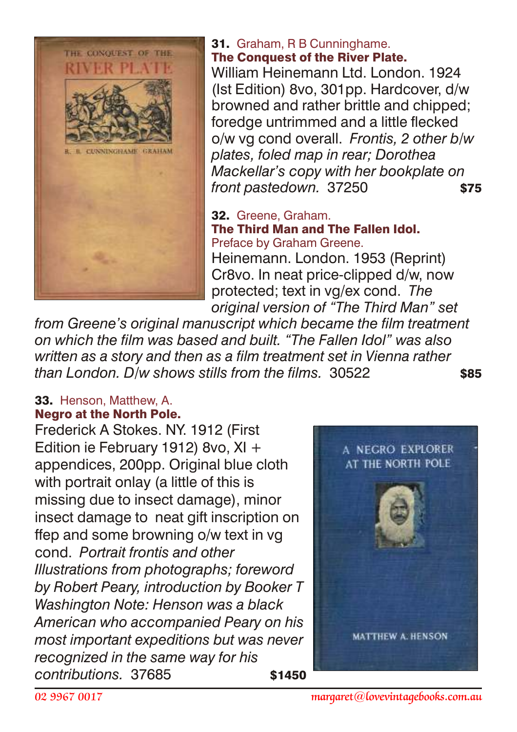**31.** Graham, R B Cunninghame.
**The Conquest of the River Plate.**
William Heinemann Ltd. London. 1924 (Ist Edition) 8vo, 301pp. Hardcover, d/w browned and rather brittle and chipped; foredge untrimmed and a little flecked o/w vg cond overall. *Frontis, 2 other b/w plates, foled map in rear; Dorothea Mackellar's copy with her bookplate on front pastedown.* 37250 **$75**

**32.** Greene, Graham.
**The Third Man and The Fallen Idol.**
Preface by Graham Greene.
Heinemann. London. 1953 (Reprint) Cr8vo. In neat price-clipped d/w, now protected; text in vg/ex cond. *The original version of "The Third Man" set from Greene's original manuscript which became the film treatment on which the film was based and built. "The Fallen Idol" was also written as a story and then as a film treatment set in Vienna rather than London. D/w shows stills from the films.* 30522 **$85**

**33.** Henson, Matthew, A.
**Negro at the North Pole.**
Frederick A Stokes. NY. 1912 (First Edition ie February 1912) 8vo, XI + appendices, 200pp. Original blue cloth with portrait onlay (a little of this is missing due to insect damage), minor insect damage to neat gift inscription on ffep and some browning o/w text in vg cond. *Portrait frontis and other Illustrations from photographs; foreword by Robert Peary, introduction by Booker T Washington Note: Henson was a black American who accompanied Peary on his most important expeditions but was never recognized in the same way for his contributions.* 37685 **$1450**

02 9967 0017 margaret@lovevintagebooks.com.au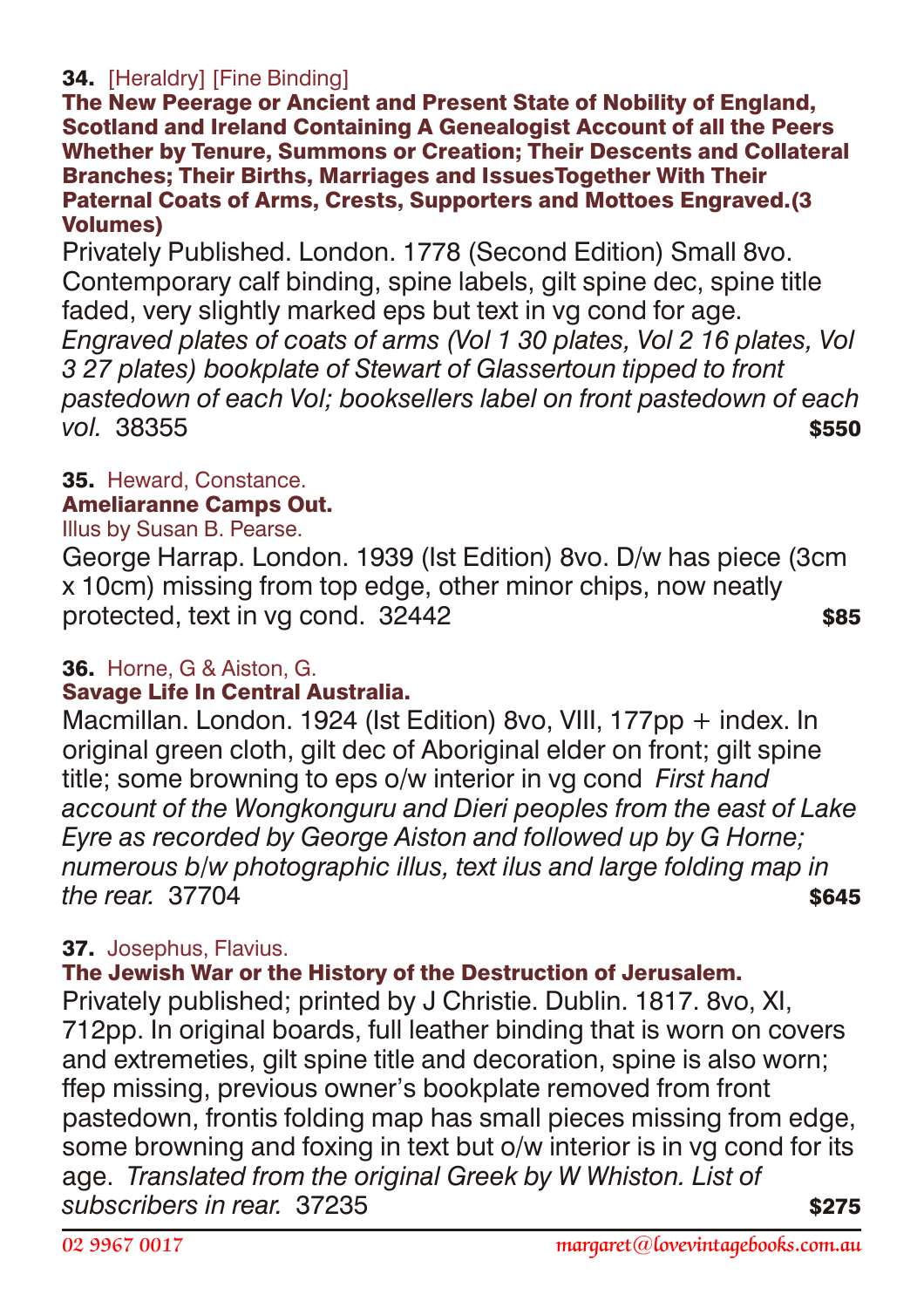**34.** [Heraldry] [Fine Binding]
**The New Peerage or Ancient and Present State of Nobility of England, Scotland and Ireland Containing A Genealogist Account of all the Peers Whether by Tenure, Summons or Creation; Their Descents and Collateral Branches; Their Births, Marriages and IssuesTogether With Their Paternal Coats of Arms, Crests, Supporters and Mottoes Engraved.(3 Volumes)**

Privately Published. London. 1778 (Second Edition) Small 8vo. Contemporary calf binding, spine labels, gilt spine dec, spine title faded, very slightly marked eps but text in vg cond for age. *Engraved plates of coats of arms (Vol 1 30 plates, Vol 2 16 plates, Vol 3 27 plates) bookplate of Stewart of Glassertoun tipped to front pastedown of each Vol; booksellers label on front pastedown of each vol.* 38355 **$550**

**35.** Heward, Constance.
**Ameliaranne Camps Out.**
Illus by Susan B. Pearse.

George Harrap. London. 1939 (Ist Edition) 8vo. D/w has piece (3cm x 10cm) missing from top edge, other minor chips, now neatly protected, text in vg cond. 32442 **$85**

**36.** Horne, G & Aiston, G.
**Savage Life In Central Australia.**

Macmillan. London. 1924 (Ist Edition) 8vo, VIII, 177pp + index. In original green cloth, gilt dec of Aboriginal elder on front; gilt spine title; some browning to eps o/w interior in vg cond *First hand account of the Wongkonguru and Dieri peoples from the east of Lake Eyre as recorded by George Aiston and followed up by G Horne; numerous b/w photographic illus, text ilus and large folding map in the rear.* 37704 **$645**

**37.** Josephus, Flavius.
**The Jewish War or the History of the Destruction of Jerusalem.**

Privately published; printed by J Christie. Dublin. 1817. 8vo, XI, 712pp. In original boards, full leather binding that is worn on covers and extremeties, gilt spine title and decoration, spine is also worn; ffep missing, previous owner's bookplate removed from front pastedown, frontis folding map has small pieces missing from edge, some browning and foxing in text but o/w interior is in vg cond for its age. *Translated from the original Greek by W Whiston. List of subscribers in rear.* 37235 **$275**

02 9967 0017 margaret@lovevintagebooks.com.au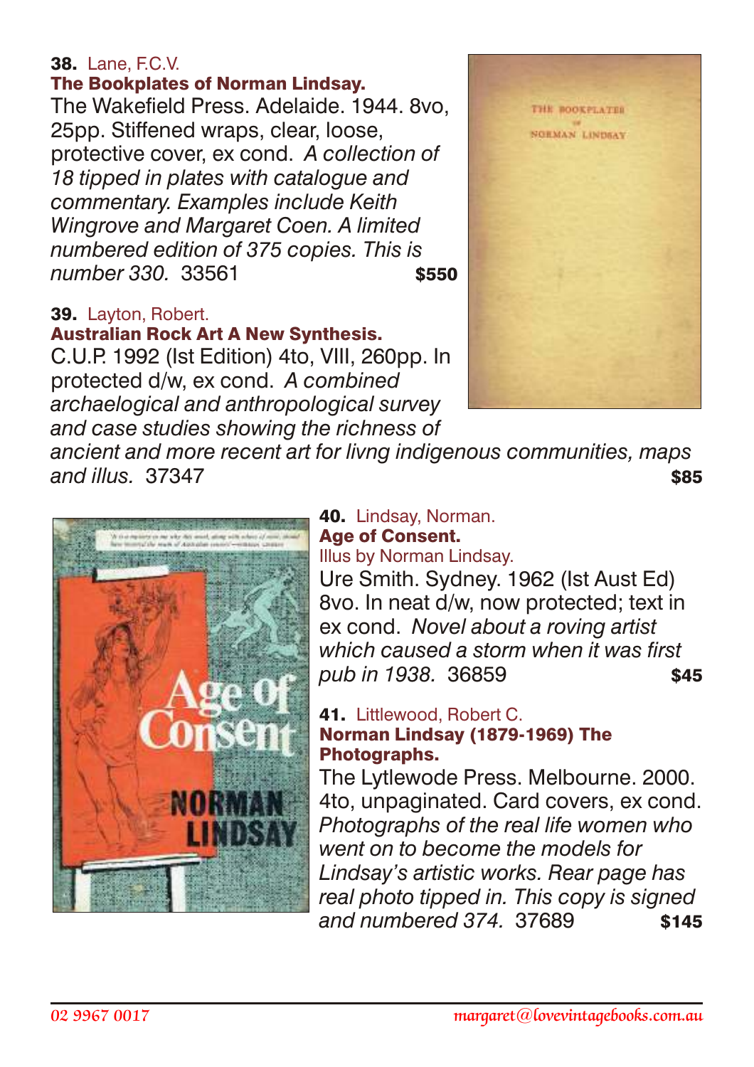**38.** Lane, F.C.V.
**The Bookplates of Norman Lindsay.**
The Wakefield Press. Adelaide. 1944. 8vo, 25pp. Stiffened wraps, clear, loose, protective cover, ex cond. *A collection of 18 tipped in plates with catalogue and commentary. Examples include Keith Wingrove and Margaret Coen. A limited numbered edition of 375 copies. This is number 330.* 33561 **$550**

**39.** Layton, Robert.
**Australian Rock Art A New Synthesis.**
C.U.P. 1992 (Ist Edition) 4to, VIII, 260pp. In protected d/w, ex cond. *A combined archaeological and anthropological survey and case studies showing the richness of ancient and more recent art for livng indigenous communities, maps and illus.* 37347 **$85**

**40.** Lindsay, Norman.
**Age of Consent.**
Illus by Norman Lindsay.
Ure Smith. Sydney. 1962 (Ist Aust Ed) 8vo. In neat d/w, now protected; text in ex cond. *Novel about a roving artist which caused a storm when it was first pub in 1938.* 36859 **$45**

**41.** Littlewood, Robert C.
**Norman Lindsay (1879-1969) The Photographs.**
The Lytlewode Press. Melbourne. 2000. 4to, unpaginated. Card covers, ex cond. *Photographs of the real life women who went on to become the models for Lindsay's artistic works. Rear page has real photo tipped in. This copy is signed and numbered 374.* 37689 **$145**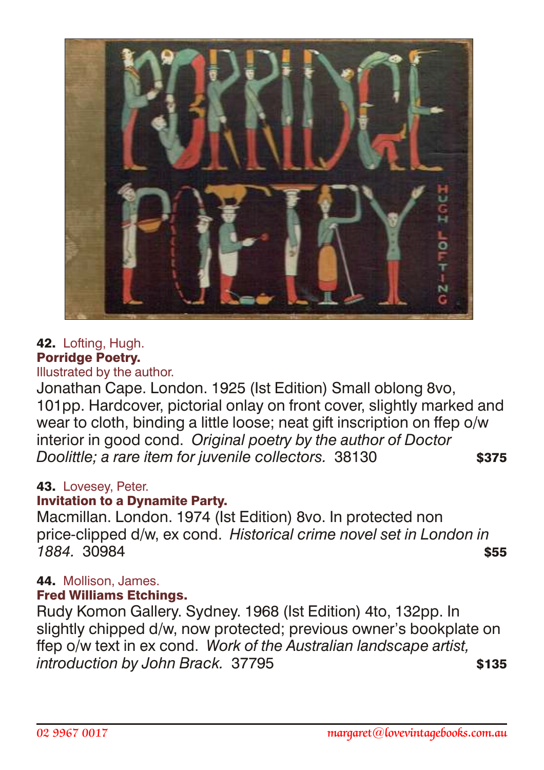**42.** Lofting, Hugh.
**Porridge Poetry.**
Illustrated by the author.
Jonathan Cape. London. 1925 (Ist Edition) Small oblong 8vo, 101pp. Hardcover, pictorial onlay on front cover, slightly marked and wear to cloth, binding a little loose; neat gift inscription on ffep o/w interior in good cond. *Original poetry by the author of Doctor Doolittle; a rare item for juvenile collectors.* 38130 **$375**

**43.** Lovesey, Peter.
**Invitation to a Dynamite Party.**
Macmillan. London. 1974 (Ist Edition) 8vo. In protected non price-clipped d/w, ex cond. *Historical crime novel set in London in 1884.* 30984 **$55**

**44.** Mollison, James.
**Fred Williams Etchings.**
Rudy Komon Gallery. Sydney. 1968 (Ist Edition) 4to, 132pp. In slightly chipped d/w, now protected; previous owner's bookplate on ffep o/w text in ex cond. *Work of the Australian landscape artist, introduction by John Brack.* 37795 **$135**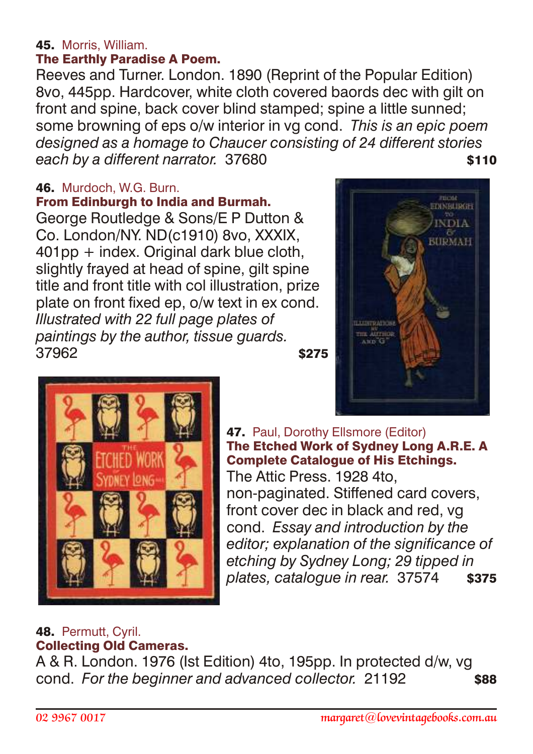**45.** Morris, William.
**The Earthly Paradise A Poem.**
Reeves and Turner. London. 1890 (Reprint of the Popular Edition) 8vo, 445pp. Hardcover, white cloth covered baords dec with gilt on front and spine, back cover blind stamped; spine a little sunned; some browning of eps o/w interior in vg cond. *This is an epic poem designed as a homage to Chaucer consisting of 24 different stories each by a different narrator.* 37680 **$110**

**46.** Murdoch, W.G. Burn.
**From Edinburgh to India and Burmah.**
George Routledge & Sons/E P Dutton & Co. London/NY. ND(c1910) 8vo, XXXIX, 401pp + index. Original dark blue cloth, slightly frayed at head of spine, gilt spine title and front title with col illustration, prize plate on front fixed ep, o/w text in ex cond. *Illustrated with 22 full page plates of paintings by the author, tissue guards.* 37962 **$275**

**47.** Paul, Dorothy Ellsmore (Editor)
**The Etched Work of Sydney Long A.R.E. A Complete Catalogue of His Etchings.**
The Attic Press. 1928 4to, non-paginated. Stiffened card covers, front cover dec in black and red, vg cond. *Essay and introduction by the editor; explanation of the significance of etching by Sydney Long; 29 tipped in plates, catalogue in rear.* 37574 **$375**

**48.** Permutt, Cyril.
**Collecting Old Cameras.**
A & R. London. 1976 (Ist Edition) 4to, 195pp. In protected d/w, vg cond. *For the beginner and advanced collector.* 21192 **$88**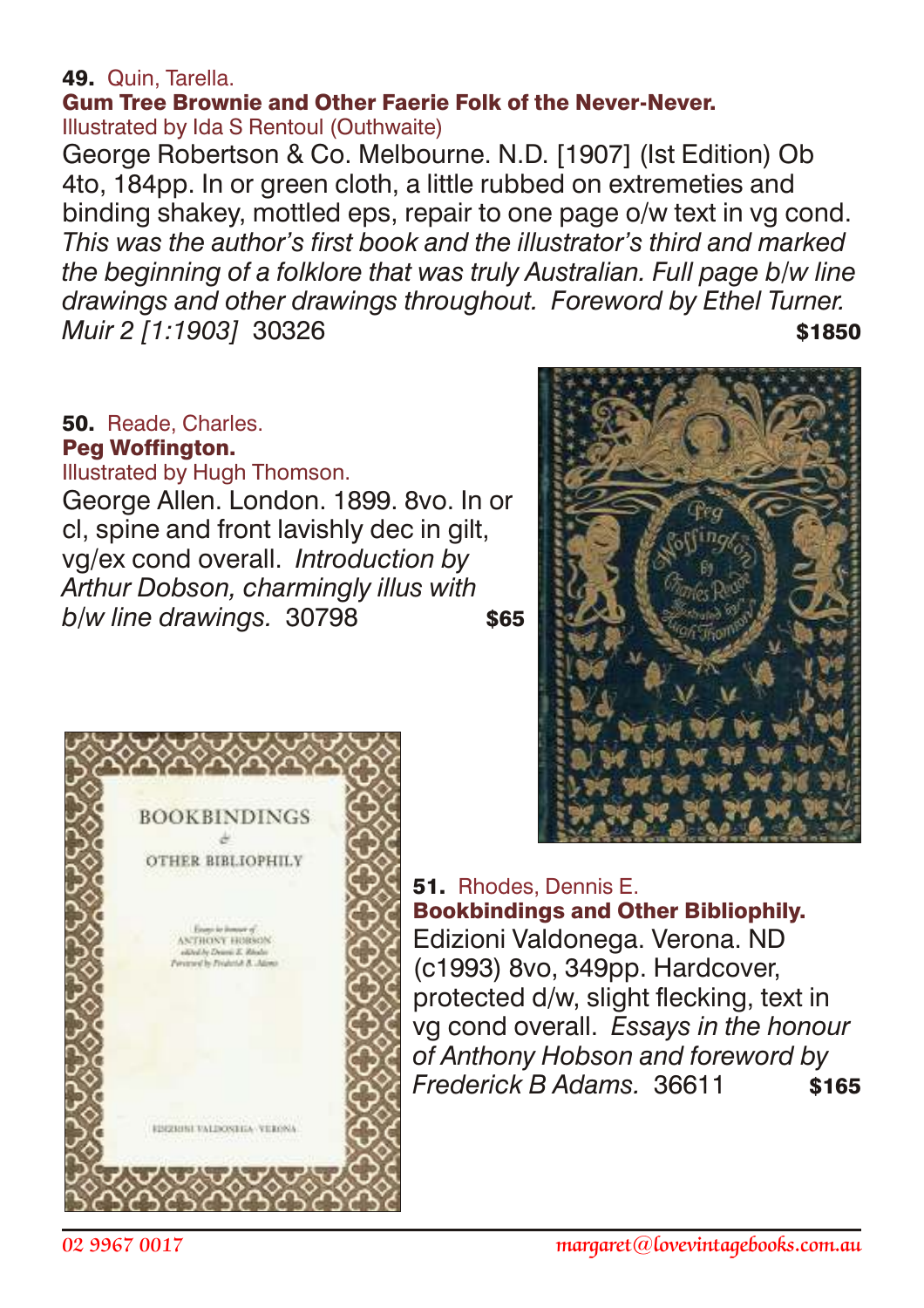**49.** Quin, Tarella.
**Gum Tree Brownie and Other Faerie Folk of the Never-Never.**
Illustrated by Ida S Rentoul (Outhwaite)
George Robertson & Co. Melbourne. N.D. [1907] (Ist Edition) Ob 4to, 184pp. In or green cloth, a little rubbed on extremeties and binding shakey, mottled eps, repair to one page o/w text in vg cond. *This was the author's first book and the illustrator's third and marked the beginning of a folklore that was truly Australian. Full page b/w line drawings and other drawings throughout. Foreword by Ethel Turner. Muir 2 [1:1903]* 30326 **$1850**

**50.** Reade, Charles.
**Peg Woffington.**
Illustrated by Hugh Thomson.
George Allen. London. 1899. 8vo. In or cl, spine and front lavishly dec in gilt, vg/ex cond overall. *Introduction by Arthur Dobson, charmingly illus with b/w line drawings.* 30798 **$65**

**51.** Rhodes, Dennis E.
**Bookbindings and Other Bibliophily.**
Edizioni Valdonega. Verona. ND (c1993) 8vo, 349pp. Hardcover, protected d/w, slight flecking, text in vg cond overall. *Essays in the honour of Anthony Hobson and foreword by Frederick B Adams.* 36611 **$165**

02 9967 0017 margaret@lovevintagebooks.com.au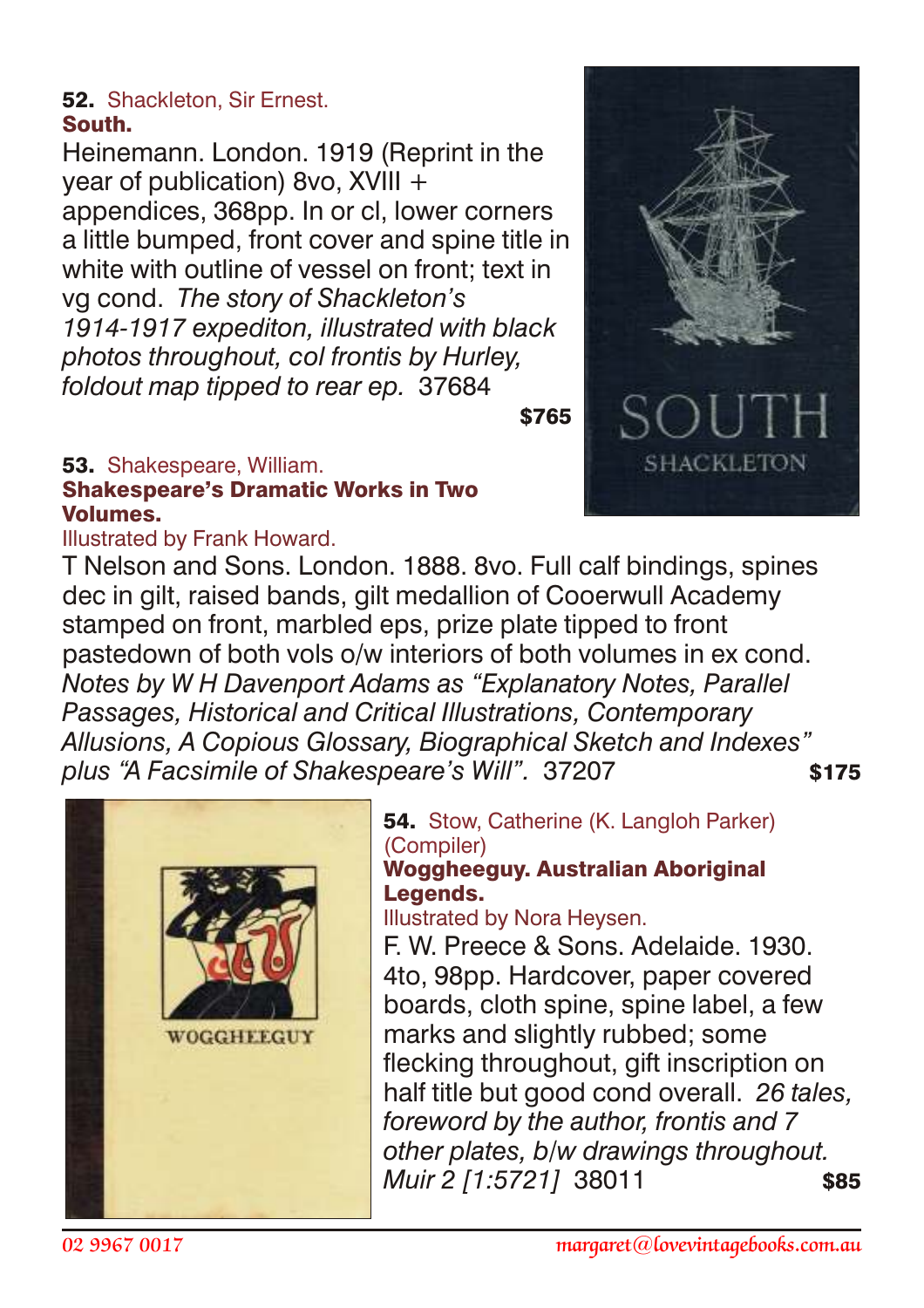**52.** Shackleton, Sir Ernest.
**South.**

Heinemann. London. 1919 (Reprint in the year of publication) 8vo, XVIII + appendices, 368pp. In or cl, lower corners a little bumped, front cover and spine title in white with outline of vessel on front; text in vg cond. *The story of Shackleton's 1914-1917 expediton, illustrated with black photos throughout, col frontis by Hurley, foldout map tipped to rear ep.* 37684

**$765**

**53.** Shakespeare, William.
**Shakespeare's Dramatic Works in Two Volumes.**
Illustrated by Frank Howard.

T Nelson and Sons. London. 1888. 8vo. Full calf bindings, spines dec in gilt, raised bands, gilt medallion of Cooerwull Academy stamped on front, marbled eps, prize plate tipped to front pastedown of both vols o/w interiors of both volumes in ex cond. *Notes by W H Davenport Adams as "Explanatory Notes, Parallel Passages, Historical and Critical Illustrations, Contemporary Allusions, A Copious Glossary, Biographical Sketch and Indexes" plus "A Facsimile of Shakespeare's Will".* 37207

**$175**

**54.** Stow, Catherine (K. Langloh Parker) (Compiler)
**Woggheeguy. Australian Aboriginal Legends.**
Illustrated by Nora Heysen.

F. W. Preece & Sons. Adelaide. 1930. 4to, 98pp. Hardcover, paper covered boards, cloth spine, spine label, a few marks and slightly rubbed; some flecking throughout, gift inscription on half title but good cond overall. *26 tales, foreword by the author, frontis and 7 other plates, b/w drawings throughout. Muir 2 [1:5721]* 38011

**$85**

02 9967 0017 margaret@lovevintagebooks.com.au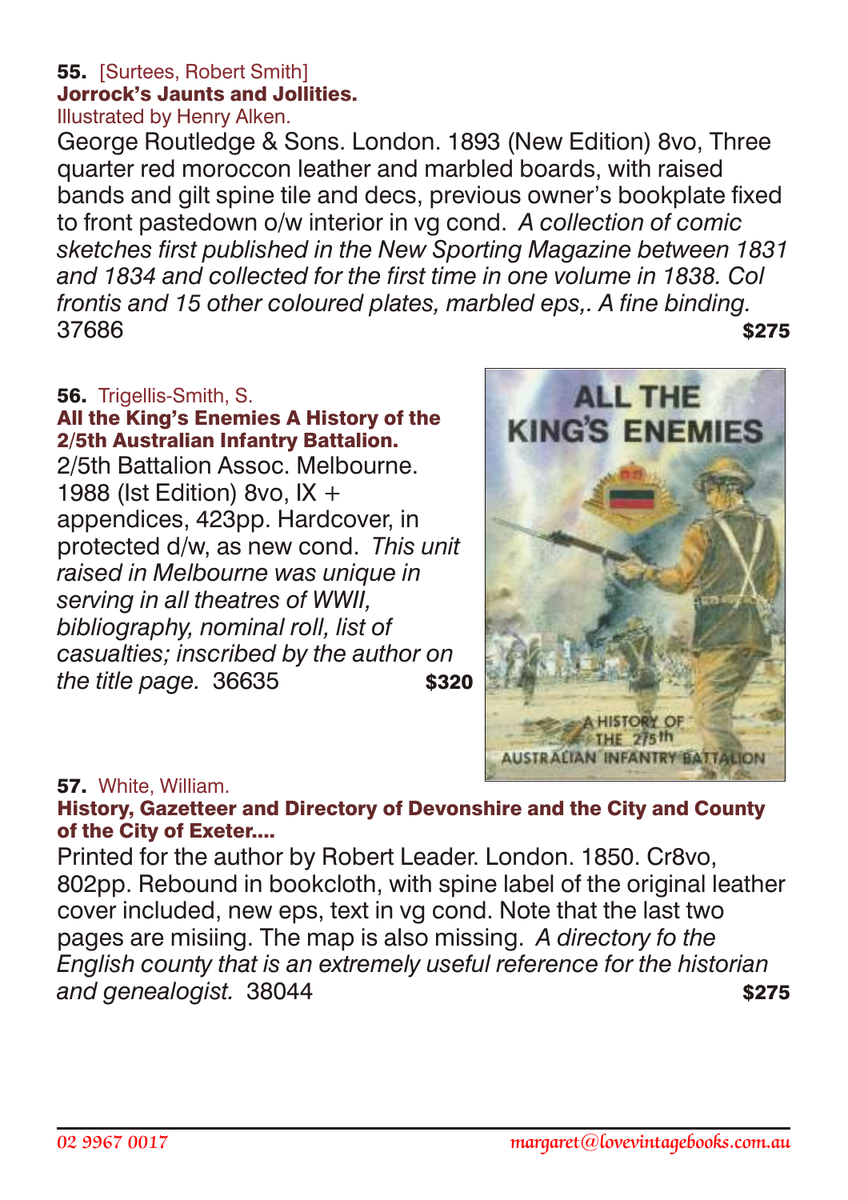**55.** [Surtees, Robert Smith]
**Jorrock's Jaunts and Jollities.**
Illustrated by Henry Alken.
George Routledge & Sons. London. 1893 (New Edition) 8vo, Three quarter red moroccon leather and marbled boards, with raised bands and gilt spine tile and decs, previous owner's bookplate fixed to front pastedown o/w interior in vg cond. *A collection of comic sketches first published in the New Sporting Magazine between 1831 and 1834 and collected for the first time in one volume in 1838. Col frontis and 15 other coloured plates, marbled eps,. A fine binding.* 37686 **$275**

**56.** Trigellis-Smith, S.
**All the King's Enemies A History of the 2/5th Australian Infantry Battalion.**
2/5th Battalion Assoc. Melbourne. 1988 (Ist Edition) 8vo, IX + appendices, 423pp. Hardcover, in protected d/w, as new cond. *This unit raised in Melbourne was unique in serving in all theatres of WWII, bibliography, nominal roll, list of casualties; inscribed by the author on the title page.* 36635 **$320**

ALL THE KING'S ENEMIES

A HISTORY OF THE 2/5th AUSTRALIAN INFANTRY BATTALION

**57.** White, William.
**History, Gazetteer and Directory of Devonshire and the City and County of the City of Exeter....**
Printed for the author by Robert Leader. London. 1850. Cr8vo, 802pp. Rebound in bookcloth, with spine label of the original leather cover included, new eps, text in vg cond. Note that the last two pages are misiing. The map is also missing. *A directory fo the English county that is an extremely useful reference for the historian and genealogist.* 38044 **$275**

02 9967 0017 margaret@lovevintagebooks.com.au